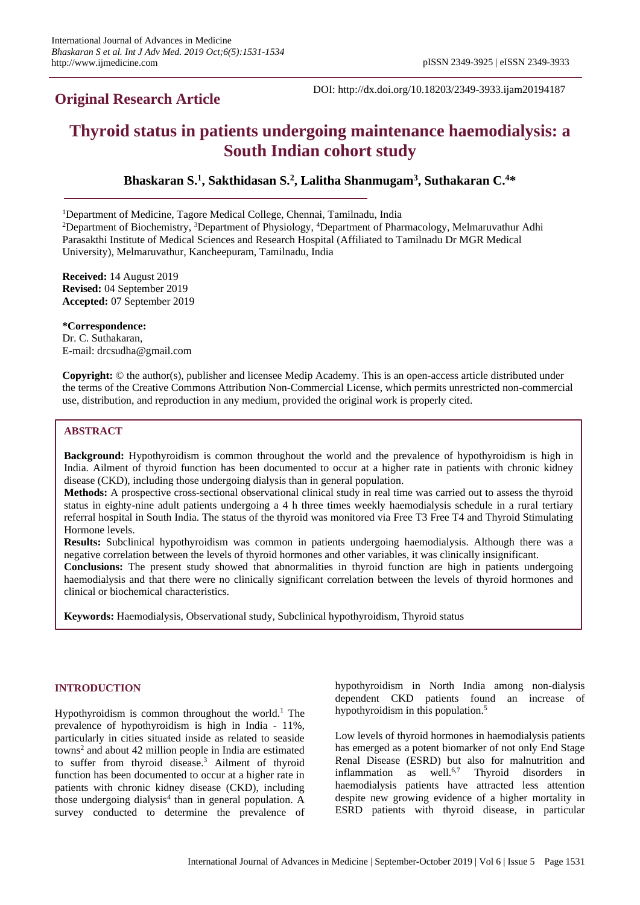**Original Research Article**

DOI: http://dx.doi.org/10.18203/2349-3933.ijam20194187

# Thyroid status in patients undergoing maintenance haemodialysis: a South Indian cohort study

**Bhaskaran S.[1], Sakthidasan S.[2], Lalitha Shanmugam[3], Suthakaran C.[4]***

[1]Department of Medicine, Tagore Medical College, Chennai, Tamilnadu, India
[2]Department of Biochemistry, [3]Department of Physiology, [4]Department of Pharmacology, Melmaruvathur Adhi Parasakthi Institute of Medical Sciences and Research Hospital (Affiliated to Tamilnadu Dr MGR Medical University), Melmaruvathur, Kancheepuram, Tamilnadu, India

**Received:** 14 August 2019
**Revised:** 04 September 2019
**Accepted:** 07 September 2019

**\*Correspondence:**
Dr. C. Suthakaran,
E-mail: drcsudha@gmail.com

**Copyright:** © the author(s), publisher and licensee Medip Academy. This is an open-access article distributed under the terms of the Creative Commons Attribution Non-Commercial License, which permits unrestricted non-commercial use, distribution, and reproduction in any medium, provided the original work is properly cited.

## ABSTRACT

**Background:** Hypothyroidism is common throughout the world and the prevalence of hypothyroidism is high in India. Ailment of thyroid function has been documented to occur at a higher rate in patients with chronic kidney disease (CKD), including those undergoing dialysis than in general population.

**Methods:** A prospective cross-sectional observational clinical study in real time was carried out to assess the thyroid status in eighty-nine adult patients undergoing a 4 h three times weekly haemodialysis schedule in a rural tertiary referral hospital in South India. The status of the thyroid was monitored via Free T3 Free T4 and Thyroid Stimulating Hormone levels.

**Results:** Subclinical hypothyroidism was common in patients undergoing haemodialysis. Although there was a negative correlation between the levels of thyroid hormones and other variables, it was clinically insignificant.

**Conclusions:** The present study showed that abnormalities in thyroid function are high in patients undergoing haemodialysis and that there were no clinically significant correlation between the levels of thyroid hormones and clinical or biochemical characteristics.

**Keywords:** Haemodialysis, Observational study, Subclinical hypothyroidism, Thyroid status

## INTRODUCTION

Hypothyroidism is common throughout the world.[1] The prevalence of hypothyroidism is high in India - 11%, particularly in cities situated inside as related to seaside towns[2] and about 42 million people in India are estimated to suffer from thyroid disease.[3] Ailment of thyroid function has been documented to occur at a higher rate in patients with chronic kidney disease (CKD), including those undergoing dialysis[4] than in general population. A survey conducted to determine the prevalence of hypothyroidism in North India among non-dialysis dependent CKD patients found an increase of hypothyroidism in this population.[5]

Low levels of thyroid hormones in haemodialysis patients has emerged as a potent biomarker of not only End Stage Renal Disease (ESRD) but also for malnutrition and inflammation as well.[6,7] Thyroid disorders in haemodialysis patients have attracted less attention despite new growing evidence of a higher mortality in ESRD patients with thyroid disease, in particular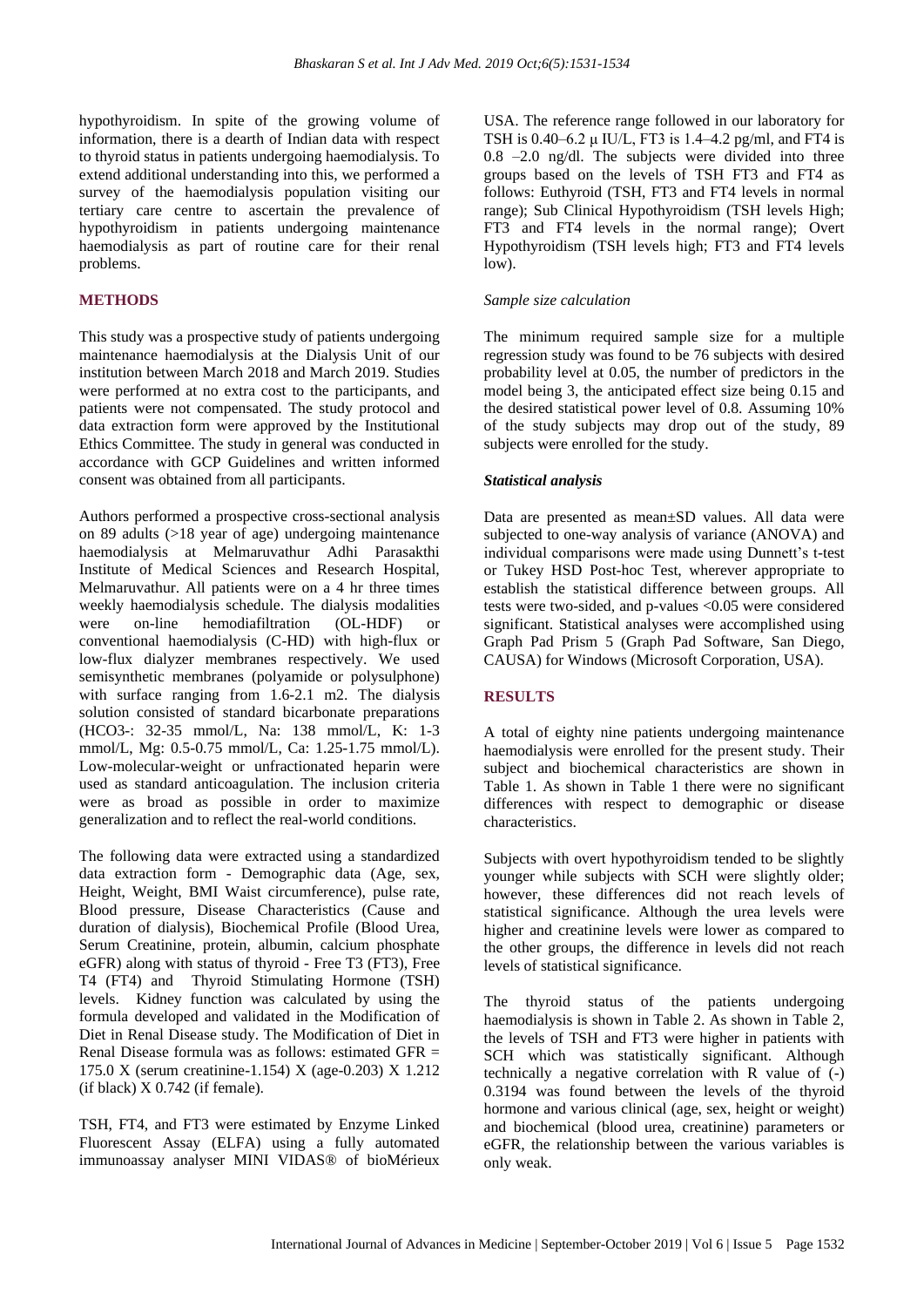hypothyroidism. In spite of the growing volume of information, there is a dearth of Indian data with respect to thyroid status in patients undergoing haemodialysis. To extend additional understanding into this, we performed a survey of the haemodialysis population visiting our tertiary care centre to ascertain the prevalence of hypothyroidism in patients undergoing maintenance haemodialysis as part of routine care for their renal problems.

## METHODS

This study was a prospective study of patients undergoing maintenance haemodialysis at the Dialysis Unit of our institution between March 2018 and March 2019. Studies were performed at no extra cost to the participants, and patients were not compensated. The study protocol and data extraction form were approved by the Institutional Ethics Committee. The study in general was conducted in accordance with GCP Guidelines and written informed consent was obtained from all participants.

Authors performed a prospective cross-sectional analysis on 89 adults (>18 year of age) undergoing maintenance haemodialysis at Melmaruvathur Adhi Parasakthi Institute of Medical Sciences and Research Hospital, Melmaruvathur. All patients were on a 4 hr three times weekly haemodialysis schedule. The dialysis modalities were on-line hemodiafiltration (OL-HDF) or conventional haemodialysis (C-HD) with high-flux or low-flux dialyzer membranes respectively. We used semisynthetic membranes (polyamide or polysulphone) with surface ranging from 1.6-2.1 m2. The dialysis solution consisted of standard bicarbonate preparations ($HCO_3^-$: 32-35 mmol/L, Na: 138 mmol/L, K: 1-3 mmol/L, Mg: 0.5-0.75 mmol/L, Ca: 1.25-1.75 mmol/L). Low-molecular-weight or unfractionated heparin were used as standard anticoagulation. The inclusion criteria were as broad as possible in order to maximize generalization and to reflect the real-world conditions.

The following data were extracted using a standardized data extraction form - Demographic data (Age, sex, Height, Weight, BMI Waist circumference), pulse rate, Blood pressure, Disease Characteristics (Cause and duration of dialysis), Biochemical Profile (Blood Urea, Serum Creatinine, protein, albumin, calcium phosphate eGFR) along with status of thyroid - Free T3 (FT3), Free T4 (FT4) and Thyroid Stimulating Hormone (TSH) levels. Kidney function was calculated by using the formula developed and validated in the Modification of Diet in Renal Disease study. The Modification of Diet in Renal Disease formula was as follows: estimated GFR = 175.0 X (serum creatinine-1.154) X (age-0.203) X 1.212 (if black) X 0.742 (if female).

TSH, FT4, and FT3 were estimated by Enzyme Linked Fluorescent Assay (ELFA) using a fully automated immunoassay analyser MINI VIDAS® of bioMérieux USA. The reference range followed in our laboratory for TSH is 0.40–6.2 µ IU/L, FT3 is 1.4–4.2 pg/ml, and FT4 is 0.8 –2.0 ng/dl. The subjects were divided into three groups based on the levels of TSH FT3 and FT4 as follows: Euthyroid (TSH, FT3 and FT4 levels in normal range); Sub Clinical Hypothyroidism (TSH levels High; FT3 and FT4 levels in the normal range); Overt Hypothyroidism (TSH levels high; FT3 and FT4 levels low).

### *Sample size calculation*

The minimum required sample size for a multiple regression study was found to be 76 subjects with desired probability level at 0.05, the number of predictors in the model being 3, the anticipated effect size being 0.15 and the desired statistical power level of 0.8. Assuming 10% of the study subjects may drop out of the study, 89 subjects were enrolled for the study.

### ***Statistical analysis***

Data are presented as mean±SD values. All data were subjected to one-way analysis of variance (ANOVA) and individual comparisons were made using Dunnett's t-test or Tukey HSD Post-hoc Test, wherever appropriate to establish the statistical difference between groups. All tests were two-sided, and p-values <0.05 were considered significant. Statistical analyses were accomplished using Graph Pad Prism 5 (Graph Pad Software, San Diego, CAUSA) for Windows (Microsoft Corporation, USA).

## RESULTS

A total of eighty nine patients undergoing maintenance haemodialysis were enrolled for the present study. Their subject and biochemical characteristics are shown in Table 1. As shown in Table 1 there were no significant differences with respect to demographic or disease characteristics.

Subjects with overt hypothyroidism tended to be slightly younger while subjects with SCH were slightly older; however, these differences did not reach levels of statistical significance. Although the urea levels were higher and creatinine levels were lower as compared to the other groups, the difference in levels did not reach levels of statistical significance.

The thyroid status of the patients undergoing haemodialysis is shown in Table 2. As shown in Table 2, the levels of TSH and FT3 were higher in patients with SCH which was statistically significant. Although technically a negative correlation with R value of (-) 0.3194 was found between the levels of the thyroid hormone and various clinical (age, sex, height or weight) and biochemical (blood urea, creatinine) parameters or eGFR, the relationship between the various variables is only weak.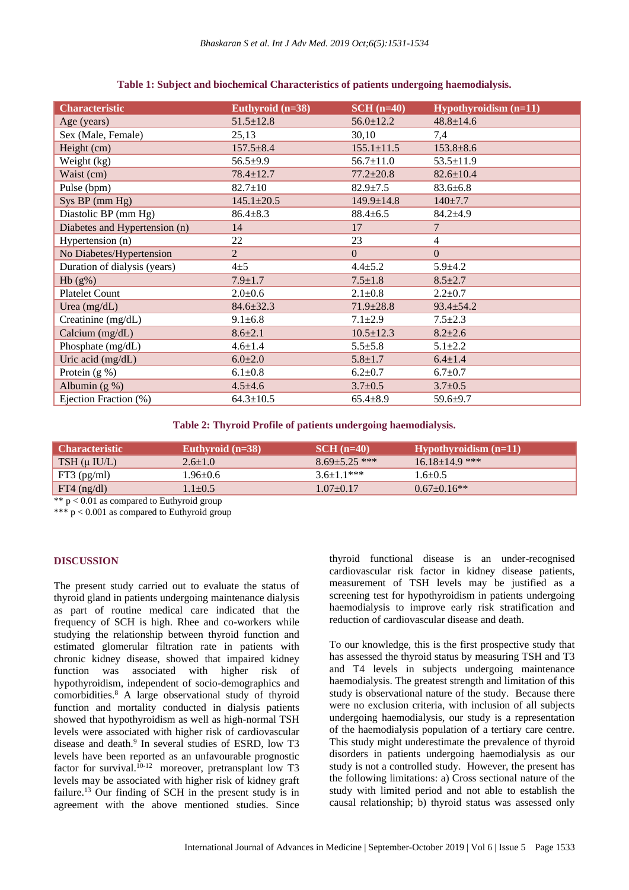**Table 1: Subject and biochemical Characteristics of patients undergoing haemodialysis.**

| Characteristic | Euthyroid (n=38) | SCH (n=40) | Hypothyroidism (n=11) |
|---|---|---|---|
| Age (years) | 51.5±12.8 | 56.0±12.2 | 48.8±14.6 |
| Sex (Male, Female) | 25,13 | 30,10 | 7,4 |
| Height (cm) | 157.5±8.4 | 155.1±11.5 | 153.8±8.6 |
| Weight (kg) | 56.5±9.9 | 56.7±11.0 | 53.5±11.9 |
| Waist (cm) | 78.4±12.7 | 77.2±20.8 | 82.6±10.4 |
| Pulse (bpm) | 82.7±10 | 82.9±7.5 | 83.6±6.8 |
| Sys BP (mm Hg) | 145.1±20.5 | 149.9±14.8 | 140±7.7 |
| Diastolic BP (mm Hg) | 86.4±8.3 | 88.4±6.5 | 84.2±4.9 |
| Diabetes and Hypertension (n) | 14 | 17 | 7 |
| Hypertension (n) | 22 | 23 | 4 |
| No Diabetes/Hypertension | 2 | 0 | 0 |
| Duration of dialysis (years) | 4±5 | 4.4±5.2 | 5.9±4.2 |
| Hb (g%) | 7.9±1.7 | 7.5±1.8 | 8.5±2.7 |
| Platelet Count | 2.0±0.6 | 2.1±0.8 | 2.2±0.7 |
| Urea (mg/dL) | 84.6±32.3 | 71.9±28.8 | 93.4±54.2 |
| Creatinine (mg/dL) | 9.1±6.8 | 7.1±2.9 | 7.5±2.3 |
| Calcium (mg/dL) | 8.6±2.1 | 10.5±12.3 | 8.2±2.6 |
| Phosphate (mg/dL) | 4.6±1.4 | 5.5±5.8 | 5.1±2.2 |
| Uric acid (mg/dL) | 6.0±2.0 | 5.8±1.7 | 6.4±1.4 |
| Protein (g %) | 6.1±0.8 | 6.2±0.7 | 6.7±0.7 |
| Albumin (g %) | 4.5±4.6 | 3.7±0.5 | 3.7±0.5 |
| Ejection Fraction (%) | 64.3±10.5 | 65.4±8.9 | 59.6±9.7 |

**Table 2: Thyroid Profile of patients undergoing haemodialysis.**

| Characteristic | Euthyroid (n=38) | SCH (n=40) | Hypothyroidism (n=11) |
|---|---|---|---|
| TSH (µ IU/L) | 2.6±1.0 | 8.69±5.25 *** | 16.18±14.9 *** |
| FT3 (pg/ml) | 1.96±0.6 | 3.6±1.1*** | 1.6±0.5 |
| FT4 (ng/dl) | 1.1±0.5 | 1.07±0.17 | 0.67±0.16** |

** $p < 0.01$ as compared to Euthyroid group

*** $p < 0.001$ as compared to Euthyroid group

## DISCUSSION

The present study carried out to evaluate the status of thyroid gland in patients undergoing maintenance dialysis as part of routine medical care indicated that the frequency of SCH is high. Rhee and co-workers while studying the relationship between thyroid function and estimated glomerular filtration rate in patients with chronic kidney disease, showed that impaired kidney function was associated with higher risk of hypothyroidism, independent of socio-demographics and comorbidities.[8] A large observational study of thyroid function and mortality conducted in dialysis patients showed that hypothyroidism as well as high-normal TSH levels were associated with higher risk of cardiovascular disease and death.[9] In several studies of ESRD, low T3 levels have been reported as an unfavourable prognostic factor for survival.[10-12] moreover, pretransplant low T3 levels may be associated with higher risk of kidney graft failure.[13] Our finding of SCH in the present study is in agreement with the above mentioned studies. Since thyroid functional disease is an under-recognised cardiovascular risk factor in kidney disease patients, measurement of TSH levels may be justified as a screening test for hypothyroidism in patients undergoing haemodialysis to improve early risk stratification and reduction of cardiovascular disease and death.

To our knowledge, this is the first prospective study that has assessed the thyroid status by measuring TSH and T3 and T4 levels in subjects undergoing maintenance haemodialysis. The greatest strength and limitation of this study is observational nature of the study. Because there were no exclusion criteria, with inclusion of all subjects undergoing haemodialysis, our study is a representation of the haemodialysis population of a tertiary care centre. This study might underestimate the prevalence of thyroid disorders in patients undergoing haemodialysis as our study is not a controlled study. However, the present has the following limitations: a) Cross sectional nature of the study with limited period and not able to establish the causal relationship; b) thyroid status was assessed only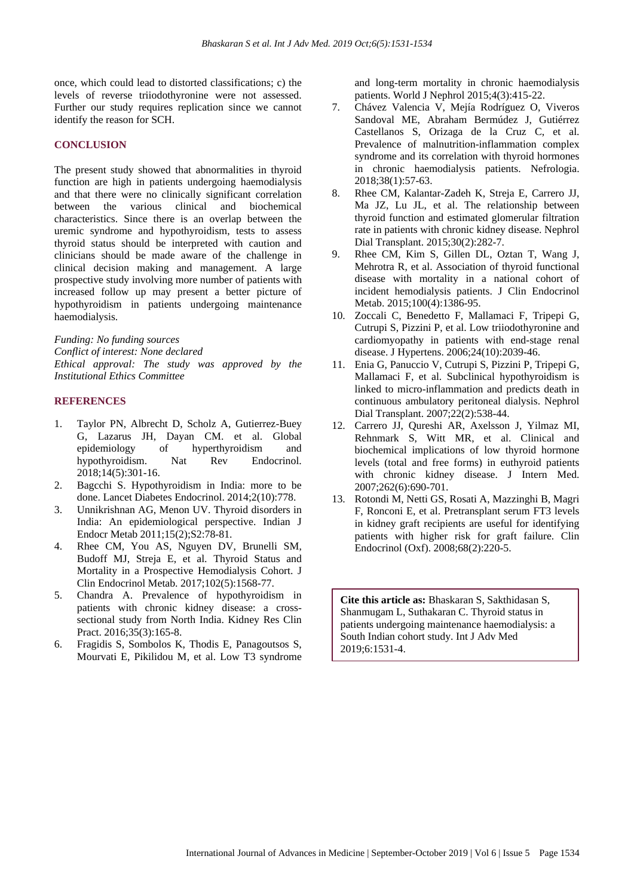once, which could lead to distorted classifications; c) the levels of reverse triiodothyronine were not assessed. Further our study requires replication since we cannot identify the reason for SCH.

## CONCLUSION

The present study showed that abnormalities in thyroid function are high in patients undergoing haemodialysis and that there were no clinically significant correlation between the various clinical and biochemical characteristics. Since there is an overlap between the uremic syndrome and hypothyroidism, tests to assess thyroid status should be interpreted with caution and clinicians should be made aware of the challenge in clinical decision making and management. A large prospective study involving more number of patients with increased follow up may present a better picture of hypothyroidism in patients undergoing maintenance haemodialysis.

*Funding: No funding sources*
*Conflict of interest: None declared*
*Ethical approval: The study was approved by the Institutional Ethics Committee*

## REFERENCES

1. Taylor PN, Albrecht D, Scholz A, Gutierrez-Buey G, Lazarus JH, Dayan CM. et al. Global epidemiology of hyperthyroidism and hypothyroidism. Nat Rev Endocrinol. 2018;14(5):301-16.
2. Bagcchi S. Hypothyroidism in India: more to be done. Lancet Diabetes Endocrinol. 2014;2(10):778.
3. Unnikrishnan AG, Menon UV. Thyroid disorders in India: An epidemiological perspective. Indian J Endocr Metab 2011;15(2);S2:78-81.
4. Rhee CM, You AS, Nguyen DV, Brunelli SM, Budoff MJ, Streja E, et al. Thyroid Status and Mortality in a Prospective Hemodialysis Cohort. J Clin Endocrinol Metab. 2017;102(5):1568-77.
5. Chandra A. Prevalence of hypothyroidism in patients with chronic kidney disease: a cross-sectional study from North India. Kidney Res Clin Pract. 2016;35(3):165-8.
6. Fragidis S, Sombolos K, Thodis E, Panagoutsos S, Mourvati E, Pikilidou M, et al. Low T3 syndrome and long-term mortality in chronic haemodialysis patients. World J Nephrol 2015;4(3):415-22.
7. Chávez Valencia V, Mejía Rodríguez O, Viveros Sandoval ME, Abraham Bermúdez J, Gutiérrez Castellanos S, Orizaga de la Cruz C, et al. Prevalence of malnutrition-inflammation complex syndrome and its correlation with thyroid hormones in chronic haemodialysis patients. Nefrologia. 2018;38(1):57-63.
8. Rhee CM, Kalantar-Zadeh K, Streja E, Carrero JJ, Ma JZ, Lu JL, et al. The relationship between thyroid function and estimated glomerular filtration rate in patients with chronic kidney disease. Nephrol Dial Transplant. 2015;30(2):282-7.
9. Rhee CM, Kim S, Gillen DL, Oztan T, Wang J, Mehrotra R, et al. Association of thyroid functional disease with mortality in a national cohort of incident hemodialysis patients. J Clin Endocrinol Metab. 2015;100(4):1386-95.
10. Zoccali C, Benedetto F, Mallamaci F, Tripepi G, Cutrupi S, Pizzini P, et al. Low triiodothyronine and cardiomyopathy in patients with end-stage renal disease. J Hypertens. 2006;24(10):2039-46.
11. Enia G, Panuccio V, Cutrupi S, Pizzini P, Tripepi G, Mallamaci F, et al. Subclinical hypothyroidism is linked to micro-inflammation and predicts death in continuous ambulatory peritoneal dialysis. Nephrol Dial Transplant. 2007;22(2):538-44.
12. Carrero JJ, Qureshi AR, Axelsson J, Yilmaz MI, Rehnmark S, Witt MR, et al. Clinical and biochemical implications of low thyroid hormone levels (total and free forms) in euthyroid patients with chronic kidney disease. J Intern Med. 2007;262(6):690-701.
13. Rotondi M, Netti GS, Rosati A, Mazzinghi B, Magri F, Ronconi E, et al. Pretransplant serum FT3 levels in kidney graft recipients are useful for identifying patients with higher risk for graft failure. Clin Endocrinol (Oxf). 2008;68(2):220-5.

**Cite this article as:** Bhaskaran S, Sakthidasan S, Shanmugam L, Suthakaran C. Thyroid status in patients undergoing maintenance haemodialysis: a South Indian cohort study. Int J Adv Med 2019;6:1531-4.